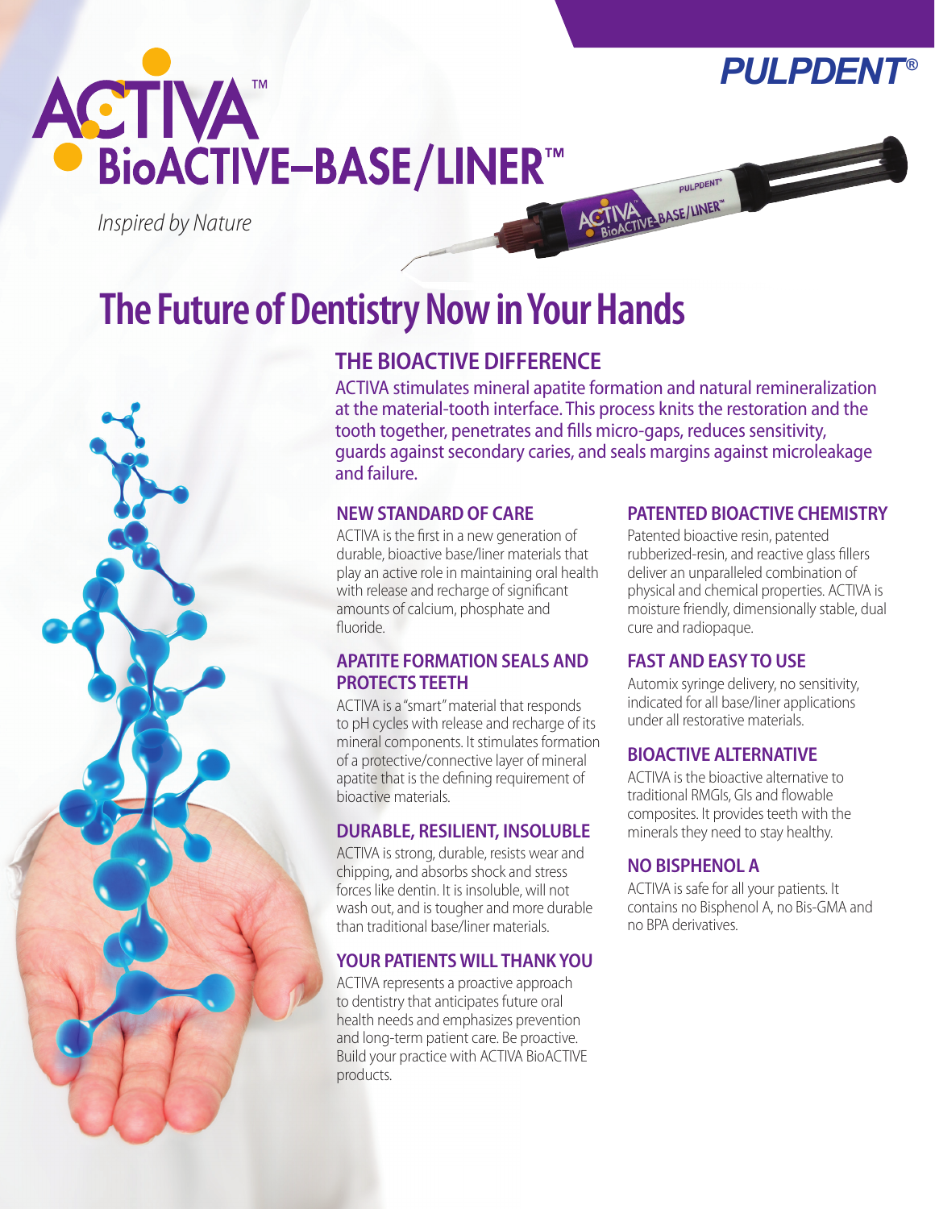PULPDENT®

# ACTIVA™ BioACTIVE–BASE/LINER™

*Inspired by Nature*

# The Future of Dentistry Now in Your Hands

## THE BIOACTIVE DIFFERENCE

ACTIVA stimulates mineral apatite formation and natural remineralization at the material-tooth interface. This process knits the restoration and the tooth together, penetrates and fills micro-gaps, reduces sensitivity, guards against secondary caries, and seals margins against microleakage and failure.

### NEW STANDARD OF CARE

ACTIVA is the first in a new generation of durable, bioactive base/liner materials that play an active role in maintaining oral health with release and recharge of significant amounts of calcium, phosphate and fluoride.

### APATITE FORMATION SEALS AND PROTECTS TEETH

ACTIVA is a "smart" material that responds to pH cycles with release and recharge of its mineral components. It stimulates formation of a protective/connective layer of mineral apatite that is the defining requirement of bioactive materials.

### DURABLE, RESILIENT, INSOLUBLE

ACTIVA is strong, durable, resists wear and chipping, and absorbs shock and stress forces like dentin. It is insoluble, will not wash out, and is tougher and more durable than traditional base/liner materials.

### YOUR PATIENTS WILL THANK YOU

ACTIVA represents a proactive approach to dentistry that anticipates future oral health needs and emphasizes prevention and long-term patient care. Be proactive. Build your practice with ACTIVA BioACTIVE products.

### PATENTED BIOACTIVE CHEMISTRY

Patented bioactive resin, patented rubberized-resin, and reactive glass fillers deliver an unparalleled combination of physical and chemical properties. ACTIVA is moisture friendly, dimensionally stable, dual cure and radiopaque.

### FAST AND EASY TO USE

Automix syringe delivery, no sensitivity, indicated for all base/liner applications under all restorative materials.

### BIOACTIVE ALTERNATIVE

ACTIVA is the bioactive alternative to traditional RMGIs, GIs and flowable composites. It provides teeth with the minerals they need to stay healthy.

### NO BISPHENOL A

ACTIVA is safe for all your patients. It contains no Bisphenol A, no Bis-GMA and no BPA derivatives.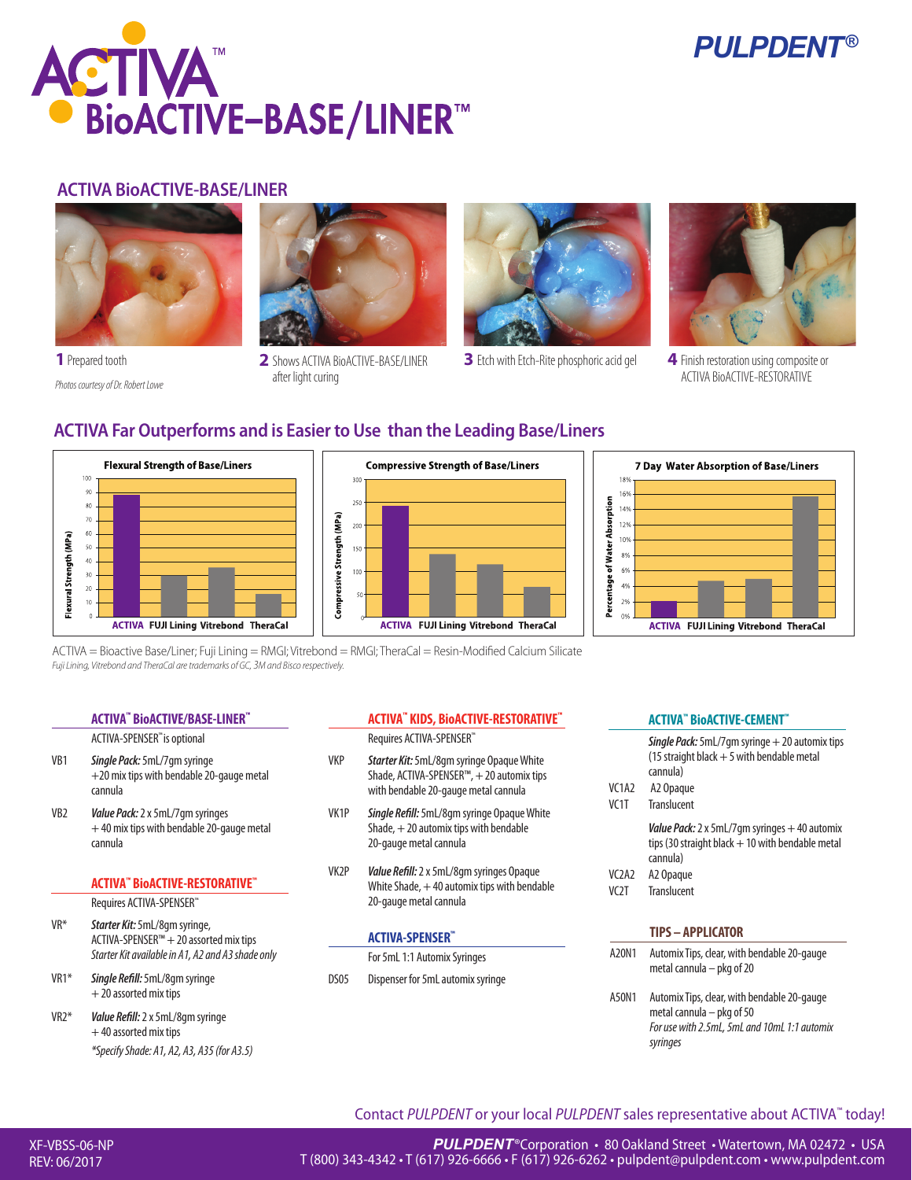# ACTIVA™ BioACTIVE–BASE/LINER™

PULPDENT®

## ACTIVA BioACTIVE-BASE/LINER

**1** Prepared tooth

*Photos courtesy of Dr. Robert Lowe*

**2** Shows ACTIVA BioACTIVE-BASE/LINER after light curing

**3** Etch with Etch-Rite phosphoric acid gel

**4** Finish restoration using composite or ACTIVA BioACTIVE-RESTORATIVE

## ACTIVA Far Outperforms and is Easier to Use than the Leading Base/Liners

**Flexural Strength of Base/Liners**

Flexural Strength (MPa)

0 10 20 30 40 50 60 70 80 90 100

ACTIVA FUJI Lining Vitrebond TheraCal

**Compressive Strength of Base/Liners**

Compressive Strength (MPa)

0 50 100 150 200 250 300

ACTIVA FUJI Lining Vitrebond TheraCal

**7 Day Water Absorption of Base/Liners**

Percentage of Water Absorption

0% 2% 4% 6% 8% 10% 12% 14% 16% 18%

ACTIVA FUJI Lining Vitrebond TheraCal

ACTIVA = Bioactive Base/Liner; Fuji Lining = RMGI; Vitrebond = RMGI; TheraCal = Resin-Modified Calcium Silicate

*Fuji Lining, Vitrebond and TheraCal are trademarks of GC, 3M and Bisco respectively.*

### ACTIVA™ BioACTIVE/BASE-LINER™

ACTIVA-SPENSER™ is optional

| | |
|---|---|
| VB1 | ***Single Pack:*** 5mL/7gm syringe +20 mix tips with bendable 20-gauge metal cannula |
| VB2 | ***Value Pack:*** 2 x 5mL/7gm syringes + 40 mix tips with bendable 20-gauge metal cannula |

### ACTIVA™ BioACTIVE-RESTORATIVE™

Requires ACTIVA-SPENSER™

| | |
|---|---|
| VR* | ***Starter Kit:*** 5mL/8gm syringe, ACTIVA-SPENSER™ + 20 assorted mix tips *Starter Kit available in A1, A2 and A3 shade only* |
| VR1* | ***Single Refill:*** 5mL/8gm syringe + 20 assorted mix tips |
| VR2* | ***Value Refill:*** 2 x 5mL/8gm syringe + 40 assorted mix tips |

*\*Specify Shade: A1, A2, A3, A35 (for A3.5)*

### ACTIVA™ KIDS, BioACTIVE-RESTORATIVE™

Requires ACTIVA-SPENSER™

| | |
|---|---|
| VKP | ***Starter Kit:*** 5mL/8gm syringe Opaque White Shade, ACTIVA-SPENSER™, + 20 automix tips with bendable 20-gauge metal cannula |
| VK1P | ***Single Refill:*** 5mL/8gm syringe Opaque White Shade, + 20 automix tips with bendable 20-gauge metal cannula |
| VK2P | ***Value Refill:*** 2 x 5mL/8gm syringes Opaque White Shade, + 40 automix tips with bendable 20-gauge metal cannula |

### ACTIVA-SPENSER™

For 5mL 1:1 Automix Syringes

| | |
|---|---|
| DS05 | Dispenser for 5mL automix syringe |

### ACTIVA™ BioACTIVE-CEMENT™

***Single Pack:*** 5mL/7gm syringe + 20 automix tips (15 straight black + 5 with bendable metal cannula)

| | |
|---|---|
| VC1A2 | A2 Opaque |
| VC1T | Translucent |

***Value Pack:*** 2 x 5mL/7gm syringes + 40 automix tips (30 straight black + 10 with bendable metal cannula)

| | |
|---|---|
| VC2A2 | A2 Opaque |
| VC2T | Translucent |

### TIPS – APPLICATOR

| | |
|---|---|
| A20N1 | Automix Tips, clear, with bendable 20-gauge metal cannula – pkg of 20 |
| A50N1 | Automix Tips, clear, with bendable 20-gauge metal cannula – pkg of 50 *For use with 2.5mL, 5mL and 10mL 1:1 automix syringes* |

Contact *PULPDENT* or your local *PULPDENT* sales representative about ACTIVA™ today!

XF-VBSS-06-NP
REV: 06/2017

***PULPDENT***® Corporation • 80 Oakland Street • Watertown, MA 02472 • USA
T (800) 343-4342 • T (617) 926-6666 • F (617) 926-6262 • pulpdent@pulpdent.com • www.pulpdent.com